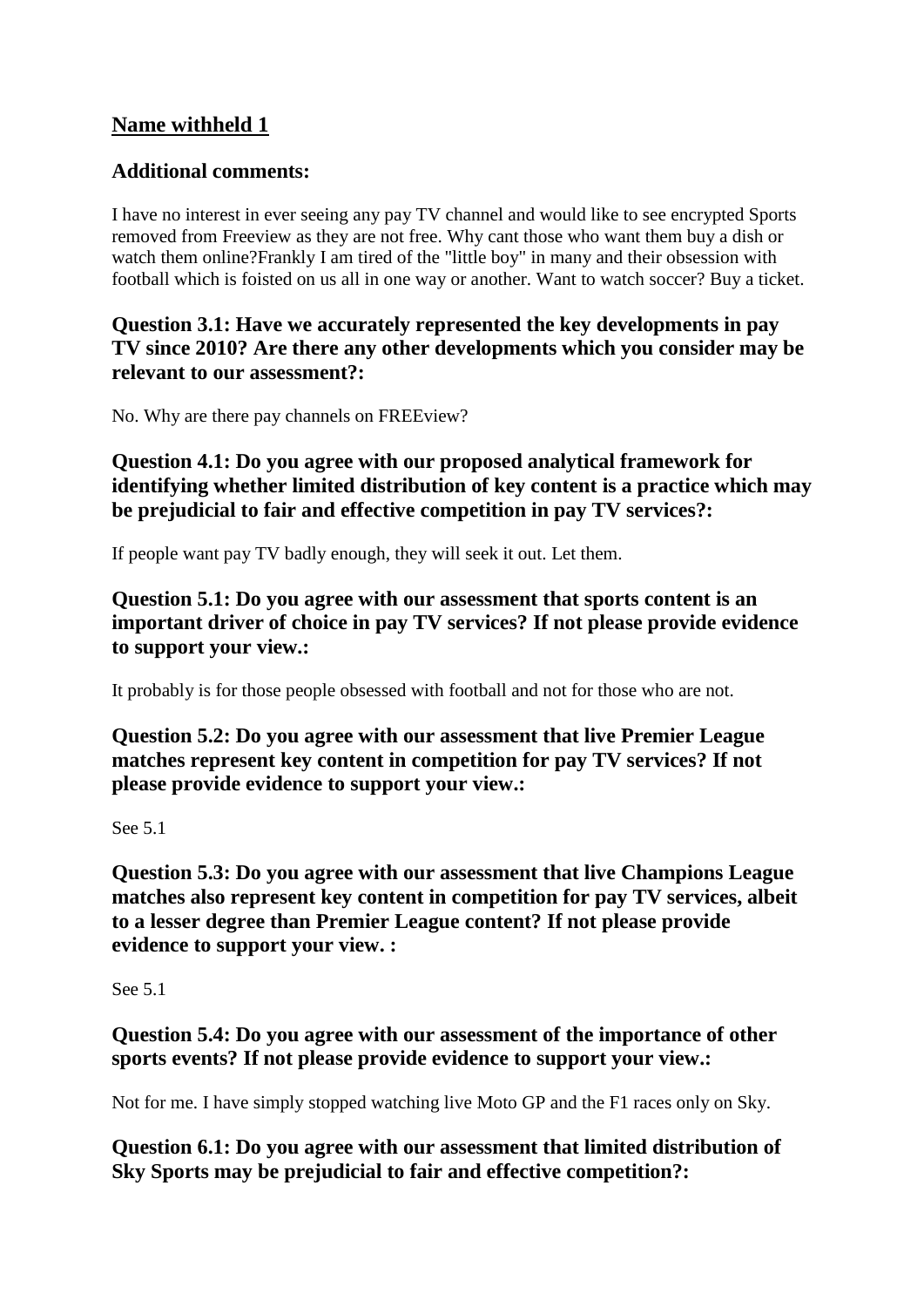## Name withheld 1

### Additional comments:

I have no interest in ever seeing any pay TV channel and would like to see encrypted Sports removed from Freeview as they are not free. Why cant those who want them buy a dish or watch them online?Frankly I am tired of the "little boy" in many and their obsession with football which is foisted on us all in one way or another. Want to watch soccer? Buy a ticket.

### Question 3.1: Have we accurately represented the key developments in pay TV since 2010? Are there any other developments which you consider may be relevant to our assessment?:

No. Why are there pay channels on FREEview?

### Question 4.1: Do you agree with our proposed analytical framework for identifying whether limited distribution of key content is a practice which may be prejudicial to fair and effective competition in pay TV services?:

If people want pay TV badly enough, they will seek it out. Let them.

### Question 5.1: Do you agree with our assessment that sports content is an important driver of choice in pay TV services? If not please provide evidence to support your view.:

It probably is for those people obsessed with football and not for those who are not.

### Question 5.2: Do you agree with our assessment that live Premier League matches represent key content in competition for pay TV services? If not please provide evidence to support your view.:

See 5.1

### Question 5.3: Do you agree with our assessment that live Champions League matches also represent key content in competition for pay TV services, albeit to a lesser degree than Premier League content? If not please provide evidence to support your view. :

See 5.1

### Question 5.4: Do you agree with our assessment of the importance of other sports events? If not please provide evidence to support your view.:

Not for me. I have simply stopped watching live Moto GP and the F1 races only on Sky.

### Question 6.1: Do you agree with our assessment that limited distribution of Sky Sports may be prejudicial to fair and effective competition?: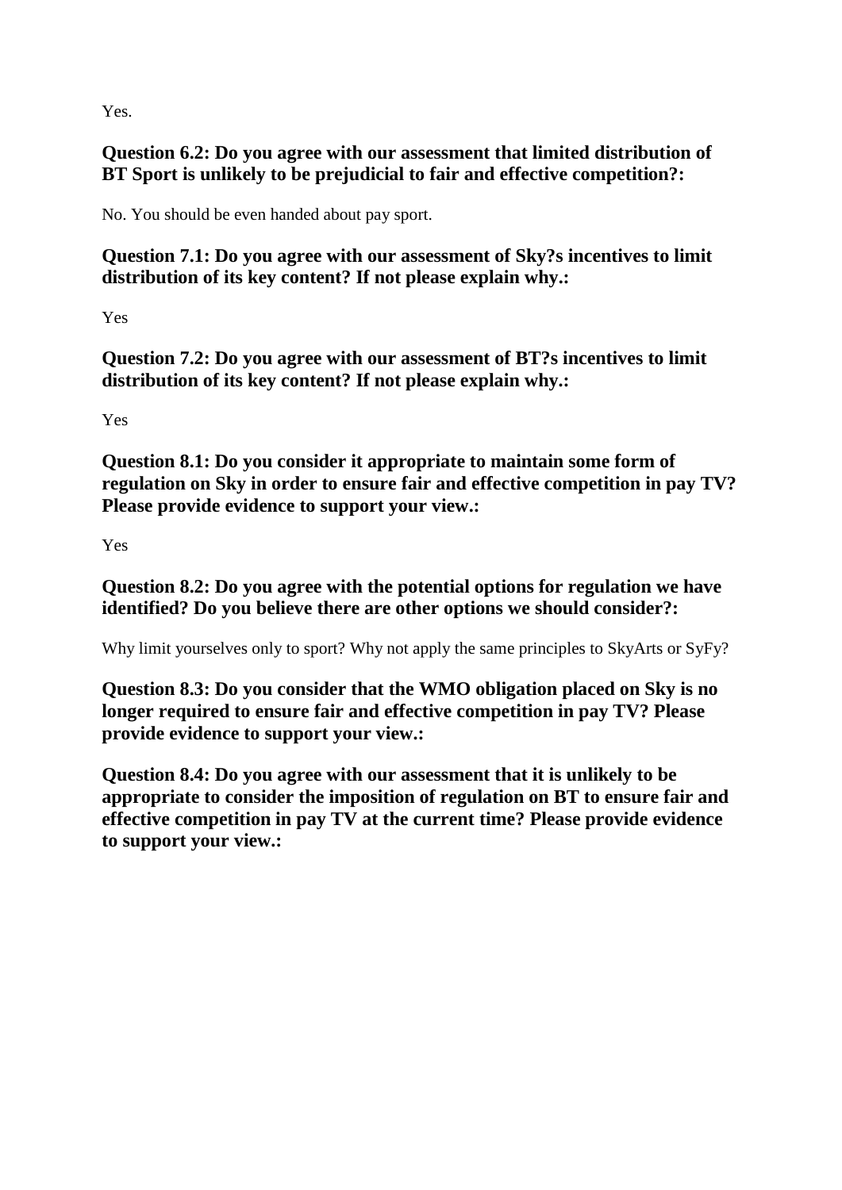Yes.

**Question 6.2: Do you agree with our assessment that limited distribution of BT Sport is unlikely to be prejudicial to fair and effective competition?:**

No. You should be even handed about pay sport.

**Question 7.1: Do you agree with our assessment of Sky?s incentives to limit distribution of its key content? If not please explain why.:**

Yes

**Question 7.2: Do you agree with our assessment of BT?s incentives to limit distribution of its key content? If not please explain why.:**

Yes

**Question 8.1: Do you consider it appropriate to maintain some form of regulation on Sky in order to ensure fair and effective competition in pay TV? Please provide evidence to support your view.:**

Yes

**Question 8.2: Do you agree with the potential options for regulation we have identified? Do you believe there are other options we should consider?:**

Why limit yourselves only to sport? Why not apply the same principles to SkyArts or SyFy?

**Question 8.3: Do you consider that the WMO obligation placed on Sky is no longer required to ensure fair and effective competition in pay TV? Please provide evidence to support your view.:**

**Question 8.4: Do you agree with our assessment that it is unlikely to be appropriate to consider the imposition of regulation on BT to ensure fair and effective competition in pay TV at the current time? Please provide evidence to support your view.:**